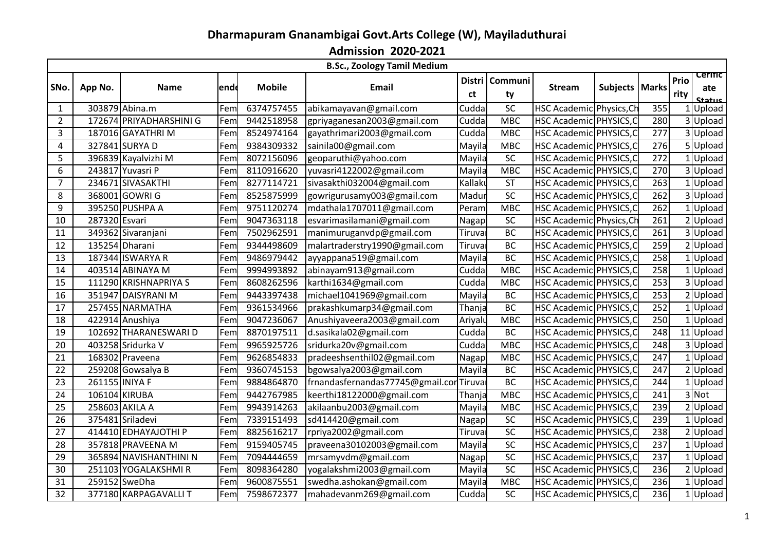# Dharmapuram Gnanambigai Govt.Arts College (W), Mayiladuthurai

## Admission 2020-2021

| B.Sc., Zoology Tamil Medium | | | | | | | | | | | | |
|---|---|---|---|---|---|---|---|---|---|---|---|---|
| SNo. | App No. | Name | ende | Mobile | Email | District | Community | Stream | Subjects | Marks | Priority | Certificate Status |
| 1 | 303879 | Abina.m | Fem | 6374757455 | abikamayavan@gmail.com | Cudda | SC | HSC Academic | Physics,Ch | 355 | 1 | Upload |
| 2 | 172674 | PRIYADHARSHINI G | Fem | 9442518958 | gpriyaganesan2003@gmail.com | Cudda | MBC | HSC Academic | PHYSICS,C | 280 | 3 | Upload |
| 3 | 187016 | GAYATHRI M | Fem | 8524974164 | gayathrimari2003@gmail.com | Cudda | MBC | HSC Academic | PHYSICS,C | 277 | 3 | Upload |
| 4 | 327841 | SURYA D | Fem | 9384309332 | sainila00@gmail.com | Mayila | MBC | HSC Academic | PHYSICS,C | 276 | 5 | Upload |
| 5 | 396839 | Kayalvizhi M | Fem | 8072156096 | geoparuthi@yahoo.com | Mayila | SC | HSC Academic | PHYSICS,C | 272 | 1 | Upload |
| 6 | 243817 | Yuvasri P | Fem | 8110916620 | yuvasri4122002@gmail.com | Mayila | MBC | HSC Academic | PHYSICS,C | 270 | 3 | Upload |
| 7 | 234671 | SIVASAKTHI | Fem | 8277114721 | sivasakthi032004@gmail.com | Kallaku | ST | HSC Academic | PHYSICS,C | 263 | 1 | Upload |
| 8 | 368001 | GOWRI G | Fem | 8525875999 | gowrigurusamy003@gmail.com | Madur | SC | HSC Academic | PHYSICS,C | 262 | 3 | Upload |
| 9 | 395250 | PUSHPA A | Fem | 9751120274 | mdathala1707011@gmail.com | Peram | MBC | HSC Academic | PHYSICS,C | 262 | 1 | Upload |
| 10 | 287320 | Esvari | Fem | 9047363118 | esvarimasilamani@gmail.com | Nagap | SC | HSC Academic | Physics,Ch | 261 | 2 | Upload |
| 11 | 349362 | Sivaranjani | Fem | 7502962591 | manimuruganvdp@gmail.com | Tiruvar | BC | HSC Academic | PHYSICS,C | 261 | 3 | Upload |
| 12 | 135254 | Dharani | Fem | 9344498609 | malartraderstry1990@gmail.com | Tiruvar | BC | HSC Academic | PHYSICS,C | 259 | 2 | Upload |
| 13 | 187344 | ISWARYA R | Fem | 9486979442 | ayyappana519@gmail.com | Mayila | BC | HSC Academic | PHYSICS,C | 258 | 1 | Upload |
| 14 | 403514 | ABINAYA M | Fem | 9994993892 | abinayam913@gmail.com | Cudda | MBC | HSC Academic | PHYSICS,C | 258 | 1 | Upload |
| 15 | 111290 | KRISHNAPRIYA S | Fem | 8608262596 | karthi1634@gmail.com | Cudda | MBC | HSC Academic | PHYSICS,C | 253 | 3 | Upload |
| 16 | 351947 | DAISYRANI M | Fem | 9443397438 | michael1041969@gmail.com | Mayila | BC | HSC Academic | PHYSICS,C | 253 | 2 | Upload |
| 17 | 257455 | NARMATHA | Fem | 9361534966 | prakashkumarp34@gmail.com | Thanja | BC | HSC Academic | PHYSICS,C | 252 | 1 | Upload |
| 18 | 422914 | Anushiya | Fem | 9047236067 | Anushiyaveera2003@gmail.com | Ariyalu | MBC | HSC Academic | PHYSICS,C | 250 | 1 | Upload |
| 19 | 102692 | THARANESWARI D | Fem | 8870197511 | d.sasikala02@gmail.com | Cudda | BC | HSC Academic | PHYSICS,C | 248 | 11 | Upload |
| 20 | 403258 | Sridurka V | Fem | 9965925726 | sridurka20v@gmail.com | Cudda | MBC | HSC Academic | PHYSICS,C | 248 | 3 | Upload |
| 21 | 168302 | Praveena | Fem | 9626854833 | pradeeshsenthil02@gmail.com | Nagap | MBC | HSC Academic | PHYSICS,C | 247 | 1 | Upload |
| 22 | 259208 | Gowsalya B | Fem | 9360745153 | bgowsalya2003@gmail.com | Mayila | BC | HSC Academic | PHYSICS,C | 247 | 2 | Upload |
| 23 | 261155 | INIYA F | Fem | 9884864870 | frnandasfernandas77745@gmail.cor | Tiruvar | BC | HSC Academic | PHYSICS,C | 244 | 1 | Upload |
| 24 | 106104 | KIRUBA | Fem | 9442767985 | keerthi18122000@gmail.com | Thanja | MBC | HSC Academic | PHYSICS,C | 241 | 3 | Not |
| 25 | 258603 | AKILA A | Fem | 9943914263 | akilaanbu2003@gmail.com | Mayila | MBC | HSC Academic | PHYSICS,C | 239 | 2 | Upload |
| 26 | 375481 | Sriladevi | Fem | 7339151493 | sd414420@gmail.com | Nagap | SC | HSC Academic | PHYSICS,C | 239 | 1 | Upload |
| 27 | 414410 | EDHAYAJOTHI P | Fem | 8825616217 | rpriya2002@gmail.com | Tiruvar | SC | HSC Academic | PHYSICS,C | 238 | 2 | Upload |
| 28 | 357818 | PRAVEENA M | Fem | 9159405745 | praveena30102003@gmail.com | Mayila | SC | HSC Academic | PHYSICS,C | 237 | 1 | Upload |
| 29 | 365894 | NAVISHANTHINI N | Fem | 7094444659 | mrsamyvdm@gmail.com | Nagap | SC | HSC Academic | PHYSICS,C | 237 | 1 | Upload |
| 30 | 251103 | YOGALAKSHMI R | Fem | 8098364280 | yogalakshmi2003@gmail.com | Mayila | SC | HSC Academic | PHYSICS,C | 236 | 2 | Upload |
| 31 | 259152 | SweDha | Fem | 9600875551 | swedha.ashokan@gmail.com | Mayila | MBC | HSC Academic | PHYSICS,C | 236 | 1 | Upload |
| 32 | 377180 | KARPAGAVALLI T | Fem | 7598672377 | mahadevanm269@gmail.com | Cudda | SC | HSC Academic | PHYSICS,C | 236 | 1 | Upload |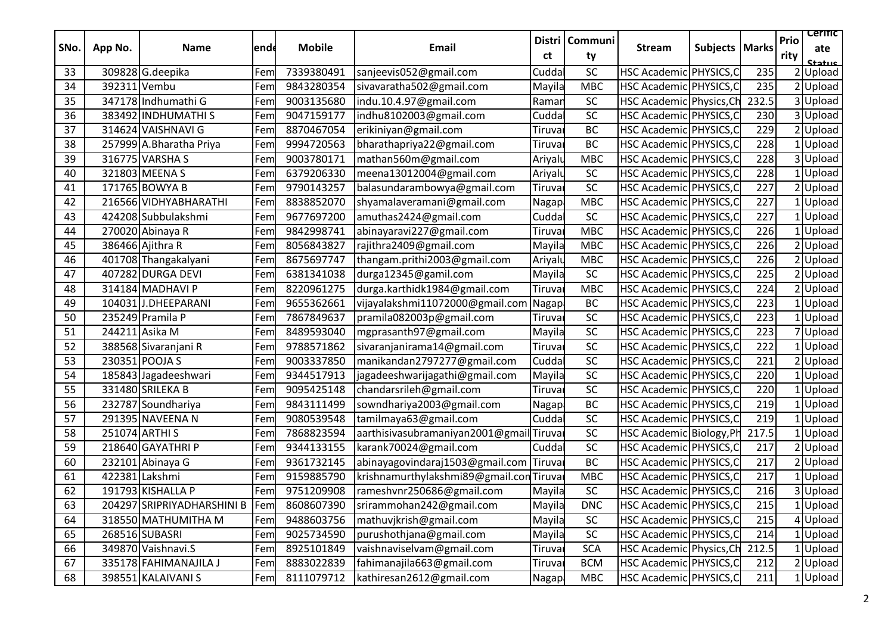| SNo. | App No. | Name | ende | Mobile | Email | Distri ct | Communi ty | Stream | Subjects | Marks | Prio rity | Certific ate Status |
|---|---|---|---|---|---|---|---|---|---|---|---|---|
| 33 | 309828 | G.deepika | Fem | 7339380491 | sanjeevis052@gmail.com | Cudda | SC | HSC Academic | PHYSICS,C | 235 | 2 | Upload |
| 34 | 392311 | Vembu | Fem | 9843280354 | sivavaratha502@gmail.com | Mayila | MBC | HSC Academic | PHYSICS,C | 235 | 2 | Upload |
| 35 | 347178 | Indhumathi G | Fem | 9003135680 | indu.10.4.97@gmail.com | Ramar | SC | HSC Academic | Physics,Ch | 232.5 | 3 | Upload |
| 36 | 383492 | INDHUMATHI S | Fem | 9047159177 | indhu8102003@gmail.com | Cudda | SC | HSC Academic | PHYSICS,C | 230 | 3 | Upload |
| 37 | 314624 | VAISHNAVI G | Fem | 8870467054 | erikiniyan@gmail.com | Tiruva | BC | HSC Academic | PHYSICS,C | 229 | 2 | Upload |
| 38 | 257999 | A.Bharatha Priya | Fem | 9994720563 | bharathapriya22@gmail.com | Tiruva | BC | HSC Academic | PHYSICS,C | 228 | 1 | Upload |
| 39 | 316775 | VARSHA S | Fem | 9003780171 | mathan560m@gmail.com | Ariyalu | MBC | HSC Academic | PHYSICS,C | 228 | 3 | Upload |
| 40 | 321803 | MEENA S | Fem | 6379206330 | meena13012004@gmail.com | Ariyalu | SC | HSC Academic | PHYSICS,C | 228 | 1 | Upload |
| 41 | 171765 | BOWYA B | Fem | 9790143257 | balasundarambowya@gmail.com | Tiruva | SC | HSC Academic | PHYSICS,C | 227 | 2 | Upload |
| 42 | 216566 | VIDHYABHARATHI | Fem | 8838852070 | shyamalaveramani@gmail.com | Nagap | MBC | HSC Academic | PHYSICS,C | 227 | 1 | Upload |
| 43 | 424208 | Subbulakshmi | Fem | 9677697200 | amuthas2424@gmail.com | Cudda | SC | HSC Academic | PHYSICS,C | 227 | 1 | Upload |
| 44 | 270020 | Abinaya R | Fem | 9842998741 | abinayaravi227@gmail.com | Tiruva | MBC | HSC Academic | PHYSICS,C | 226 | 1 | Upload |
| 45 | 386466 | Ajithra R | Fem | 8056843827 | rajithra2409@gmail.com | Mayila | MBC | HSC Academic | PHYSICS,C | 226 | 2 | Upload |
| 46 | 401708 | Thangakalyani | Fem | 8675697747 | thangam.prithi2003@gmail.com | Ariyalu | MBC | HSC Academic | PHYSICS,C | 226 | 2 | Upload |
| 47 | 407282 | DURGA DEVI | Fem | 6381341038 | durga12345@gamil.com | Mayila | SC | HSC Academic | PHYSICS,C | 225 | 2 | Upload |
| 48 | 314184 | MADHAVI P | Fem | 8220961275 | durga.karthidk1984@gmail.com | Tiruva | MBC | HSC Academic | PHYSICS,C | 224 | 2 | Upload |
| 49 | 104031 | J.DHEEPARANI | Fem | 9655362661 | vijayalakshmi11072000@gmail.com | Nagap | BC | HSC Academic | PHYSICS,C | 223 | 1 | Upload |
| 50 | 235249 | Pramila P | Fem | 7867849637 | pramila082003p@gmail.com | Tiruva | SC | HSC Academic | PHYSICS,C | 223 | 1 | Upload |
| 51 | 244211 | Asika M | Fem | 8489593040 | mgprasanth97@gmail.com | Mayila | SC | HSC Academic | PHYSICS,C | 223 | 7 | Upload |
| 52 | 388568 | Sivaranjani R | Fem | 9788571862 | sivaranjanirama14@gmail.com | Tiruva | SC | HSC Academic | PHYSICS,C | 222 | 1 | Upload |
| 53 | 230351 | POOJA S | Fem | 9003337850 | manikandan2797277@gmail.com | Cudda | SC | HSC Academic | PHYSICS,C | 221 | 2 | Upload |
| 54 | 185843 | Jagadeeshwari | Fem | 9344517913 | jagadeeshwarijagathi@gmail.com | Mayila | SC | HSC Academic | PHYSICS,C | 220 | 1 | Upload |
| 55 | 331480 | SRILEKA B | Fem | 9095425148 | chandarsrileh@gmail.com | Tiruva | SC | HSC Academic | PHYSICS,C | 220 | 1 | Upload |
| 56 | 232787 | Soundhariya | Fem | 9843111499 | sowndhariya2003@gmail.com | Nagap | BC | HSC Academic | PHYSICS,C | 219 | 1 | Upload |
| 57 | 291395 | NAVEENA N | Fem | 9080539548 | tamilmaya63@gmail.com | Cudda | SC | HSC Academic | PHYSICS,C | 219 | 1 | Upload |
| 58 | 251074 | ARTHI S | Fem | 7868823594 | aarthisivasubramaniyan2001@gmail | Tiruva | SC | HSC Academic | Biology,Ph | 217.5 | 1 | Upload |
| 59 | 218640 | GAYATHRI P | Fem | 9344133155 | karank70024@gmail.com | Cudda | SC | HSC Academic | PHYSICS,C | 217 | 2 | Upload |
| 60 | 232101 | Abinaya G | Fem | 9361732145 | abinayagovindaraj1503@gmail.com | Tiruva | BC | HSC Academic | PHYSICS,C | 217 | 2 | Upload |
| 61 | 422381 | Lakshmi | Fem | 9159885790 | krishnamurthylakshmi89@gmail.con | Tiruva | MBC | HSC Academic | PHYSICS,C | 217 | 1 | Upload |
| 62 | 191793 | KISHALLA P | Fem | 9751209908 | rameshvnr250686@gmail.com | Mayila | SC | HSC Academic | PHYSICS,C | 216 | 3 | Upload |
| 63 | 204297 | SRIPRIYADHARSHINI B | Fem | 8608607390 | srirammohan242@gmail.com | Mayila | DNC | HSC Academic | PHYSICS,C | 215 | 1 | Upload |
| 64 | 318550 | MATHUMITHA M | Fem | 9488603756 | mathuvjkrish@gmail.com | Mayila | SC | HSC Academic | PHYSICS,C | 215 | 4 | Upload |
| 65 | 268516 | SUBASRI | Fem | 9025734590 | purushothjana@gmail.com | Mayila | SC | HSC Academic | PHYSICS,C | 214 | 1 | Upload |
| 66 | 349870 | Vaishnavi.S | Fem | 8925101849 | vaishnaviselvam@gmail.com | Tiruva | SCA | HSC Academic | Physics,Ch | 212.5 | 1 | Upload |
| 67 | 335178 | FAHIMANAJILA J | Fem | 8883022839 | fahimanajila663@gmail.com | Tiruva | BCM | HSC Academic | PHYSICS,C | 212 | 2 | Upload |
| 68 | 398551 | KALAIVANI S | Fem | 8111079712 | kathiresan2612@gmail.com | Nagap | MBC | HSC Academic | PHYSICS,C | 211 | 1 | Upload |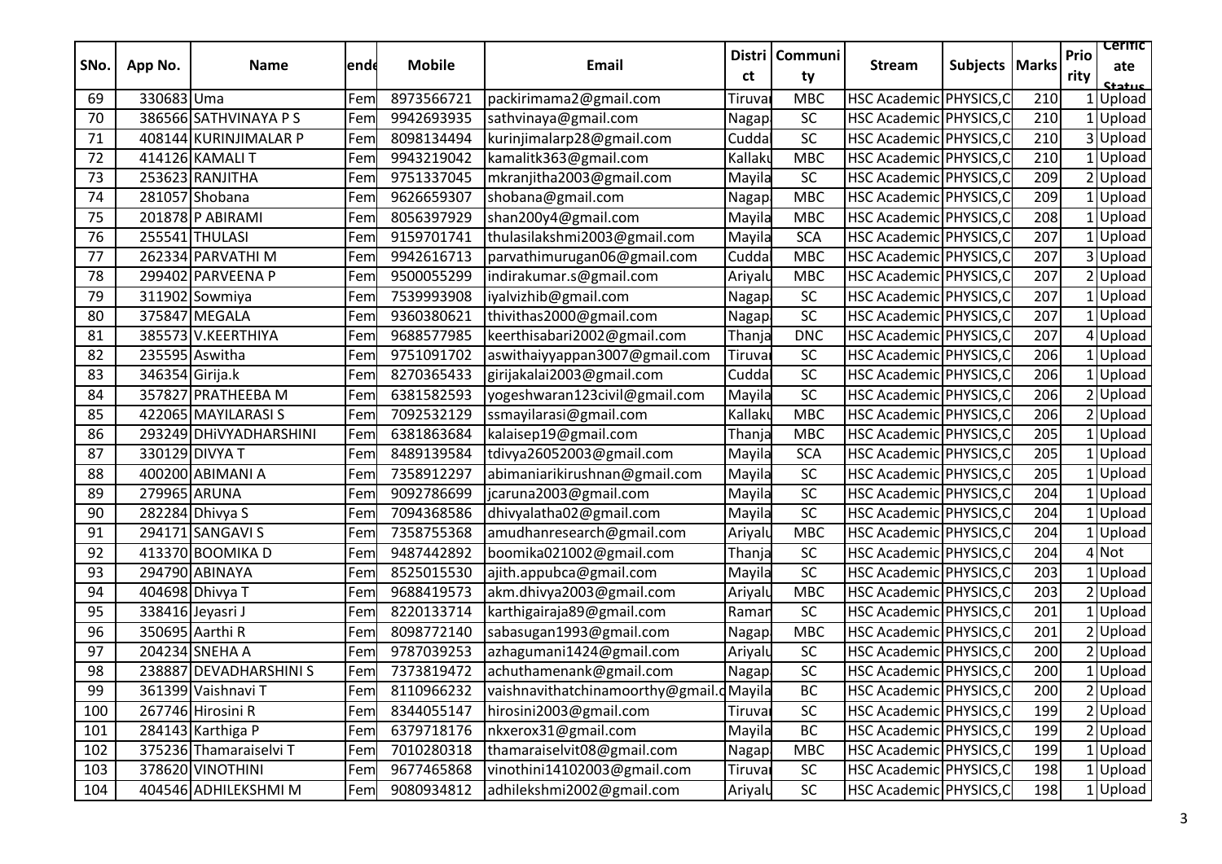| SNo. | App No. | Name | ende | Mobile | Email | District | Community | Stream | Subjects | Marks | Priority | Certificate Status |
|---|---|---|---|---|---|---|---|---|---|---|---|---|
| 69 | 330683 | Uma | Fem | 8973566721 | packirimama2@gmail.com | Tiruva | MBC | HSC Academic | PHYSICS,C | 210 | 1 | Upload |
| 70 | 386566 | SATHVINAYA P S | Fem | 9942693935 | sathvinaya@gmail.com | Nagap | SC | HSC Academic | PHYSICS,C | 210 | 1 | Upload |
| 71 | 408144 | KURINJIMALAR P | Fem | 8098134494 | kurinjimalarp28@gmail.com | Cudda | SC | HSC Academic | PHYSICS,C | 210 | 3 | Upload |
| 72 | 414126 | KAMALI T | Fem | 9943219042 | kamalitk363@gmail.com | Kallaku | MBC | HSC Academic | PHYSICS,C | 210 | 1 | Upload |
| 73 | 253623 | RANJITHA | Fem | 9751337045 | mkranjitha2003@gmail.com | Mayila | SC | HSC Academic | PHYSICS,C | 209 | 2 | Upload |
| 74 | 281057 | Shobana | Fem | 9626659307 | shobana@gmail.com | Nagap | MBC | HSC Academic | PHYSICS,C | 209 | 1 | Upload |
| 75 | 201878 | P ABIRAMI | Fem | 8056397929 | shan200y4@gmail.com | Mayila | MBC | HSC Academic | PHYSICS,C | 208 | 1 | Upload |
| 76 | 255541 | THULASI | Fem | 9159701741 | thulasilakshmi2003@gmail.com | Mayila | SCA | HSC Academic | PHYSICS,C | 207 | 1 | Upload |
| 77 | 262334 | PARVATHI M | Fem | 9942616713 | parvathimurugan06@gmail.com | Cudda | MBC | HSC Academic | PHYSICS,C | 207 | 3 | Upload |
| 78 | 299402 | PARVEENA P | Fem | 9500055299 | indirakumar.s@gmail.com | Ariyalu | MBC | HSC Academic | PHYSICS,C | 207 | 2 | Upload |
| 79 | 311902 | Sowmiya | Fem | 7539993908 | iyalvizhib@gmail.com | Nagap | SC | HSC Academic | PHYSICS,C | 207 | 1 | Upload |
| 80 | 375847 | MEGALA | Fem | 9360380621 | thivithas2000@gmail.com | Nagap | SC | HSC Academic | PHYSICS,C | 207 | 1 | Upload |
| 81 | 385573 | V.KEERTHIYA | Fem | 9688577985 | keerthisabari2002@gmail.com | Thanja | DNC | HSC Academic | PHYSICS,C | 207 | 4 | Upload |
| 82 | 235595 | Aswitha | Fem | 9751091702 | aswithaiyyappan3007@gmail.com | Tiruva | SC | HSC Academic | PHYSICS,C | 206 | 1 | Upload |
| 83 | 346354 | Girija.k | Fem | 8270365433 | girijakalai2003@gmail.com | Cudda | SC | HSC Academic | PHYSICS,C | 206 | 1 | Upload |
| 84 | 357827 | PRATHEEBA M | Fem | 6381582593 | yogeshwaran123civil@gmail.com | Mayila | SC | HSC Academic | PHYSICS,C | 206 | 2 | Upload |
| 85 | 422065 | MAYILARASI S | Fem | 7092532129 | ssmayilarasi@gmail.com | Kallaku | MBC | HSC Academic | PHYSICS,C | 206 | 2 | Upload |
| 86 | 293249 | DHiVYADHARSHINI | Fem | 6381863684 | kalaisep19@gmail.com | Thanja | MBC | HSC Academic | PHYSICS,C | 205 | 1 | Upload |
| 87 | 330129 | DIVYA T | Fem | 8489139584 | tdivya26052003@gmail.com | Mayila | SCA | HSC Academic | PHYSICS,C | 205 | 1 | Upload |
| 88 | 400200 | ABIMANI A | Fem | 7358912297 | abimaniarikirushnan@gmail.com | Mayila | SC | HSC Academic | PHYSICS,C | 205 | 1 | Upload |
| 89 | 279965 | ARUNA | Fem | 9092786699 | jcaruna2003@gmail.com | Mayila | SC | HSC Academic | PHYSICS,C | 204 | 1 | Upload |
| 90 | 282284 | Dhivya S | Fem | 7094368586 | dhivyalatha02@gmail.com | Mayila | SC | HSC Academic | PHYSICS,C | 204 | 1 | Upload |
| 91 | 294171 | SANGAVI S | Fem | 7358755368 | amudhanresearch@gmail.com | Ariyalu | MBC | HSC Academic | PHYSICS,C | 204 | 1 | Upload |
| 92 | 413370 | BOOMIKA D | Fem | 9487442892 | boomika021002@gmail.com | Thanja | SC | HSC Academic | PHYSICS,C | 204 | 4 | Not |
| 93 | 294790 | ABINAYA | Fem | 8525015530 | ajith.appubca@gmail.com | Mayila | SC | HSC Academic | PHYSICS,C | 203 | 1 | Upload |
| 94 | 404698 | Dhivya T | Fem | 9688419573 | akm.dhivya2003@gmail.com | Ariyalu | MBC | HSC Academic | PHYSICS,C | 203 | 2 | Upload |
| 95 | 338416 | Jeyasri J | Fem | 8220133714 | karthigairaja89@gmail.com | Raman | SC | HSC Academic | PHYSICS,C | 201 | 1 | Upload |
| 96 | 350695 | Aarthi R | Fem | 8098772140 | sabasugan1993@gmail.com | Nagap | MBC | HSC Academic | PHYSICS,C | 201 | 2 | Upload |
| 97 | 204234 | SNEHA A | Fem | 9787039253 | azhagumani1424@gmail.com | Ariyalu | SC | HSC Academic | PHYSICS,C | 200 | 2 | Upload |
| 98 | 238887 | DEVADHARSHINI S | Fem | 7373819472 | achuthamenank@gmail.com | Nagap | SC | HSC Academic | PHYSICS,C | 200 | 1 | Upload |
| 99 | 361399 | Vaishnavi T | Fem | 8110966232 | vaishnavithatchinamoorthy@gmail.c | Mayila | BC | HSC Academic | PHYSICS,C | 200 | 2 | Upload |
| 100 | 267746 | Hirosini R | Fem | 8344055147 | hirosini2003@gmail.com | Tiruva | SC | HSC Academic | PHYSICS,C | 199 | 2 | Upload |
| 101 | 284143 | Karthiga P | Fem | 6379718176 | nkxerox31@gmail.com | Mayila | BC | HSC Academic | PHYSICS,C | 199 | 2 | Upload |
| 102 | 375236 | Thamaraiselvi T | Fem | 7010280318 | thamaraiselvit08@gmail.com | Nagap | MBC | HSC Academic | PHYSICS,C | 199 | 1 | Upload |
| 103 | 378620 | VINOTHINI | Fem | 9677465868 | vinothini14102003@gmail.com | Tiruva | SC | HSC Academic | PHYSICS,C | 198 | 1 | Upload |
| 104 | 404546 | ADHILEKSHMI M | Fem | 9080934812 | adhilekshmi2002@gmail.com | Ariyalu | SC | HSC Academic | PHYSICS,C | 198 | 1 | Upload |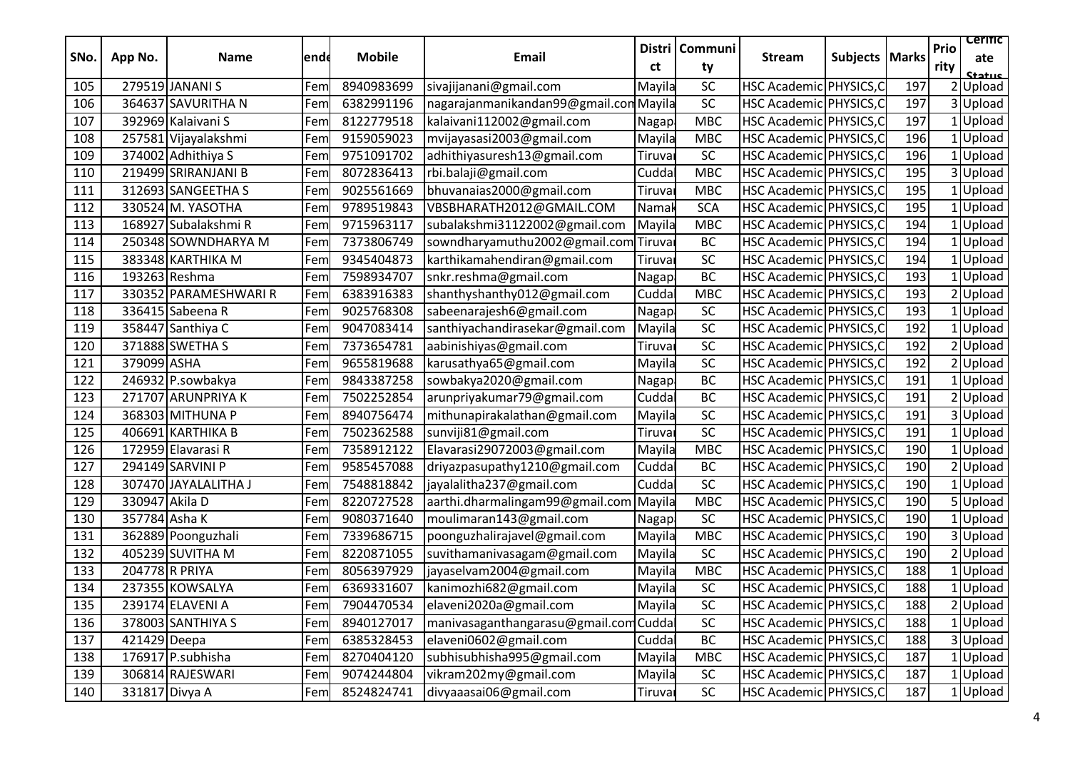| SNo. | App No. | Name | ende | Mobile | Email | Distri ct | Communi ty | Stream | Subjects | Marks | Prio rity | Certific ate Status |
|---|---|---|---|---|---|---|---|---|---|---|---|---|
| 105 | 279519 | JANANI S | Fem | 8940983699 | sivajijanani@gmail.com | Mayila | SC | HSC Academic | PHYSICS,C | 197 | 2 | Upload |
| 106 | 364637 | SAVURITHA N | Fem | 6382991196 | nagarajanmanikandan99@gmail.com | Mayila | SC | HSC Academic | PHYSICS,C | 197 | 3 | Upload |
| 107 | 392969 | Kalaivani S | Fem | 8122779518 | kalaivani112002@gmail.com | Nagap | MBC | HSC Academic | PHYSICS,C | 197 | 1 | Upload |
| 108 | 257581 | Vijayalakshmi | Fem | 9159059023 | mvijayasasi2003@gmail.com | Mayila | MBC | HSC Academic | PHYSICS,C | 196 | 1 | Upload |
| 109 | 374002 | Adhithiya S | Fem | 9751091702 | adhithiyasuresh13@gmail.com | Tiruva | SC | HSC Academic | PHYSICS,C | 196 | 1 | Upload |
| 110 | 219499 | SRIRANJANI B | Fem | 8072836413 | rbi.balaji@gmail.com | Cudda | MBC | HSC Academic | PHYSICS,C | 195 | 3 | Upload |
| 111 | 312693 | SANGEETHA S | Fem | 9025561669 | bhuvanaias2000@gmail.com | Tiruva | MBC | HSC Academic | PHYSICS,C | 195 | 1 | Upload |
| 112 | 330524 | M. YASOTHA | Fem | 9789519843 | VBSBHARATH2012@GMAIL.COM | Namak | SCA | HSC Academic | PHYSICS,C | 195 | 1 | Upload |
| 113 | 168927 | Subalakshmi R | Fem | 9715963117 | subalakshmi31122002@gmail.com | Mayila | MBC | HSC Academic | PHYSICS,C | 194 | 1 | Upload |
| 114 | 250348 | SOWNDHARYA M | Fem | 7373806749 | sowndharyamuthu2002@gmail.com | Tiruva | BC | HSC Academic | PHYSICS,C | 194 | 1 | Upload |
| 115 | 383348 | KARTHIKA M | Fem | 9345404873 | karthikamahendiran@gmail.com | Tiruva | SC | HSC Academic | PHYSICS,C | 194 | 1 | Upload |
| 116 | 193263 | Reshma | Fem | 7598934707 | snkr.reshma@gmail.com | Nagap | BC | HSC Academic | PHYSICS,C | 193 | 1 | Upload |
| 117 | 330352 | PARAMESHWARI R | Fem | 6383916383 | shanthyshanthy012@gmail.com | Cudda | MBC | HSC Academic | PHYSICS,C | 193 | 2 | Upload |
| 118 | 336415 | Sabeena R | Fem | 9025768308 | sabeenarajesh6@gmail.com | Nagap | SC | HSC Academic | PHYSICS,C | 193 | 1 | Upload |
| 119 | 358447 | Santhiya C | Fem | 9047083414 | santhiyachandirasekar@gmail.com | Mayila | SC | HSC Academic | PHYSICS,C | 192 | 1 | Upload |
| 120 | 371888 | SWETHA S | Fem | 7373654781 | aabinishiyas@gmail.com | Tiruva | SC | HSC Academic | PHYSICS,C | 192 | 2 | Upload |
| 121 | 379099 | ASHA | Fem | 9655819688 | karusathya65@gmail.com | Mayila | SC | HSC Academic | PHYSICS,C | 192 | 2 | Upload |
| 122 | 246932 | P.sowbakya | Fem | 9843387258 | sowbakya2020@gmail.com | Nagap | BC | HSC Academic | PHYSICS,C | 191 | 1 | Upload |
| 123 | 271707 | ARUNPRIYA K | Fem | 7502252854 | arunpriyakumar79@gmail.com | Cudda | BC | HSC Academic | PHYSICS,C | 191 | 2 | Upload |
| 124 | 368303 | MITHUNA P | Fem | 8940756474 | mithunapirakalathan@gmail.com | Mayila | SC | HSC Academic | PHYSICS,C | 191 | 3 | Upload |
| 125 | 406691 | KARTHIKA B | Fem | 7502362588 | sunviji81@gmail.com | Tiruva | SC | HSC Academic | PHYSICS,C | 191 | 1 | Upload |
| 126 | 172959 | Elavarasi R | Fem | 7358912122 | Elavarasi29072003@gmail.com | Mayila | MBC | HSC Academic | PHYSICS,C | 190 | 1 | Upload |
| 127 | 294149 | SARVINI P | Fem | 9585457088 | driyazpasupathy1210@gmail.com | Cudda | BC | HSC Academic | PHYSICS,C | 190 | 2 | Upload |
| 128 | 307470 | JAYALALITHA J | Fem | 7548818842 | jayalalitha237@gmail.com | Cudda | SC | HSC Academic | PHYSICS,C | 190 | 1 | Upload |
| 129 | 330947 | Akila D | Fem | 8220727528 | aarthi.dharmalingam99@gmail.com | Mayila | MBC | HSC Academic | PHYSICS,C | 190 | 5 | Upload |
| 130 | 357784 | Asha K | Fem | 9080371640 | moulimaran143@gmail.com | Nagap | SC | HSC Academic | PHYSICS,C | 190 | 1 | Upload |
| 131 | 362889 | Poonguzhali | Fem | 7339686715 | poonguzhalirajavel@gmail.com | Mayila | MBC | HSC Academic | PHYSICS,C | 190 | 3 | Upload |
| 132 | 405239 | SUVITHA M | Fem | 8220871055 | suvithamanivasagam@gmail.com | Mayila | SC | HSC Academic | PHYSICS,C | 190 | 2 | Upload |
| 133 | 204778 | R PRIYA | Fem | 8056397929 | jayaselvam2004@gmail.com | Mayila | MBC | HSC Academic | PHYSICS,C | 188 | 1 | Upload |
| 134 | 237355 | KOWSALYA | Fem | 6369331607 | kanimozhi682@gmail.com | Mayila | SC | HSC Academic | PHYSICS,C | 188 | 1 | Upload |
| 135 | 239174 | ELAVENI A | Fem | 7904470534 | elaveni2020a@gmail.com | Mayila | SC | HSC Academic | PHYSICS,C | 188 | 2 | Upload |
| 136 | 378003 | SANTHIYA S | Fem | 8940127017 | manivasaganthangarasu@gmail.com | Cudda | SC | HSC Academic | PHYSICS,C | 188 | 1 | Upload |
| 137 | 421429 | Deepa | Fem | 6385328453 | elaveni0602@gmail.com | Cudda | BC | HSC Academic | PHYSICS,C | 188 | 3 | Upload |
| 138 | 176917 | P.subhisha | Fem | 8270404120 | subhisubhisha995@gmail.com | Mayila | MBC | HSC Academic | PHYSICS,C | 187 | 1 | Upload |
| 139 | 306814 | RAJESWARI | Fem | 9074244804 | vikram202my@gmail.com | Mayila | SC | HSC Academic | PHYSICS,C | 187 | 1 | Upload |
| 140 | 331817 | Divya A | Fem | 8524824741 | divyaaasai06@gmail.com | Tiruva | SC | HSC Academic | PHYSICS,C | 187 | 1 | Upload |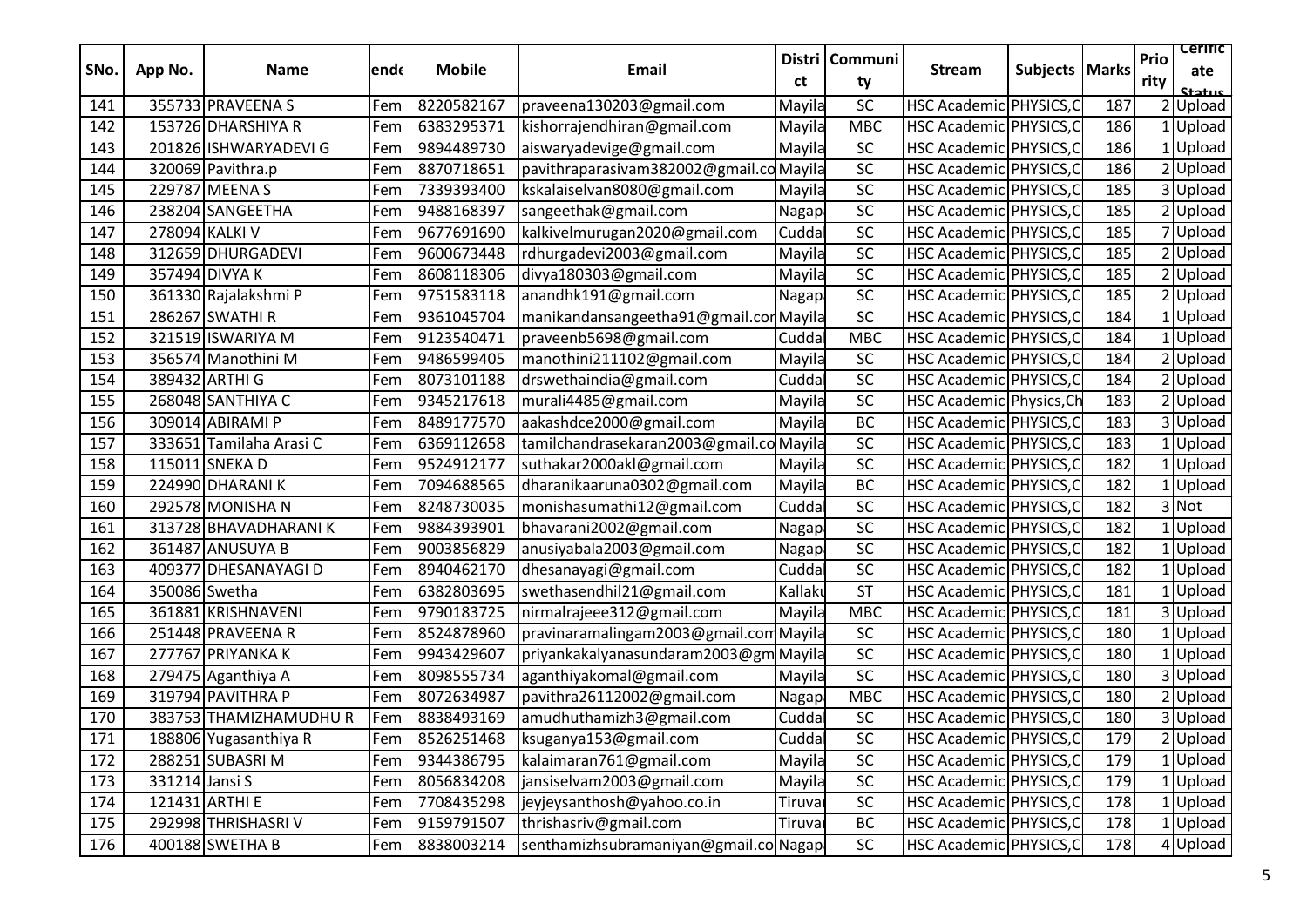| SNo. | App No. | Name | ende | Mobile | Email | District | Community | Stream | Subjects | Marks | Priority | Certificate Status |
|---|---|---|---|---|---|---|---|---|---|---|---|---|
| 141 | 355733 | PRAVEENA S | Fem | 8220582167 | praveena130203@gmail.com | Mayila | SC | HSC Academic | PHYSICS,C | 187 | 2 | Upload |
| 142 | 153726 | DHARSHIYA R | Fem | 6383295371 | kishorrajendhiran@gmail.com | Mayila | MBC | HSC Academic | PHYSICS,C | 186 | 1 | Upload |
| 143 | 201826 | ISHWARYADEVI G | Fem | 9894489730 | aiswaryadevige@gmail.com | Mayila | SC | HSC Academic | PHYSICS,C | 186 | 1 | Upload |
| 144 | 320069 | Pavithra.p | Fem | 8870718651 | pavithraparasivam382002@gmail.co | Mayila | SC | HSC Academic | PHYSICS,C | 186 | 2 | Upload |
| 145 | 229787 | MEENA S | Fem | 7339393400 | kskalaiselvan8080@gmail.com | Mayila | SC | HSC Academic | PHYSICS,C | 185 | 3 | Upload |
| 146 | 238204 | SANGEETHA | Fem | 9488168397 | sangeethak@gmail.com | Nagap | SC | HSC Academic | PHYSICS,C | 185 | 2 | Upload |
| 147 | 278094 | KALKI V | Fem | 9677691690 | kalkivelmurugan2020@gmail.com | Cudda | SC | HSC Academic | PHYSICS,C | 185 | 7 | Upload |
| 148 | 312659 | DHURGADEVI | Fem | 9600673448 | rdhurgadevi2003@gmail.com | Mayila | SC | HSC Academic | PHYSICS,C | 185 | 2 | Upload |
| 149 | 357494 | DIVYA K | Fem | 8608118306 | divya180303@gmail.com | Mayila | SC | HSC Academic | PHYSICS,C | 185 | 2 | Upload |
| 150 | 361330 | Rajalakshmi P | Fem | 9751583118 | anandhk191@gmail.com | Nagap | SC | HSC Academic | PHYSICS,C | 185 | 2 | Upload |
| 151 | 286267 | SWATHI R | Fem | 9361045704 | manikandansangeetha91@gmail.cor | Mayila | SC | HSC Academic | PHYSICS,C | 184 | 1 | Upload |
| 152 | 321519 | ISWARIYA M | Fem | 9123540471 | praveenb5698@gmail.com | Cudda | MBC | HSC Academic | PHYSICS,C | 184 | 1 | Upload |
| 153 | 356574 | Manothini M | Fem | 9486599405 | manothini211102@gmail.com | Mayila | SC | HSC Academic | PHYSICS,C | 184 | 2 | Upload |
| 154 | 389432 | ARTHI G | Fem | 8073101188 | drswethaindia@gmail.com | Cudda | SC | HSC Academic | PHYSICS,C | 184 | 2 | Upload |
| 155 | 268048 | SANTHIYA C | Fem | 9345217618 | murali4485@gmail.com | Mayila | SC | HSC Academic | Physics,Ch | 183 | 2 | Upload |
| 156 | 309014 | ABIRAMI P | Fem | 8489177570 | aakashdce2000@gmail.com | Mayila | BC | HSC Academic | PHYSICS,C | 183 | 3 | Upload |
| 157 | 333651 | Tamilaha Arasi C | Fem | 6369112658 | tamilchandrasekaran2003@gmail.co | Mayila | SC | HSC Academic | PHYSICS,C | 183 | 1 | Upload |
| 158 | 115011 | SNEKA D | Fem | 9524912177 | suthakar2000akl@gmail.com | Mayila | SC | HSC Academic | PHYSICS,C | 182 | 1 | Upload |
| 159 | 224990 | DHARANI K | Fem | 7094688565 | dharanikaaruna0302@gmail.com | Mayila | BC | HSC Academic | PHYSICS,C | 182 | 1 | Upload |
| 160 | 292578 | MONISHA N | Fem | 8248730035 | monishasumathi12@gmail.com | Cudda | SC | HSC Academic | PHYSICS,C | 182 | 3 | Not |
| 161 | 313728 | BHAVADHARANI K | Fem | 9884393901 | bhavarani2002@gmail.com | Nagap | SC | HSC Academic | PHYSICS,C | 182 | 1 | Upload |
| 162 | 361487 | ANUSUYA B | Fem | 9003856829 | anusiyabala2003@gmail.com | Nagap | SC | HSC Academic | PHYSICS,C | 182 | 1 | Upload |
| 163 | 409377 | DHESANAYAGI D | Fem | 8940462170 | dhesanayagi@gmail.com | Cudda | SC | HSC Academic | PHYSICS,C | 182 | 1 | Upload |
| 164 | 350086 | Swetha | Fem | 6382803695 | swethasendhil21@gmail.com | Kallaku | ST | HSC Academic | PHYSICS,C | 181 | 1 | Upload |
| 165 | 361881 | KRISHNAVENI | Fem | 9790183725 | nirmalrajeee312@gmail.com | Mayila | MBC | HSC Academic | PHYSICS,C | 181 | 3 | Upload |
| 166 | 251448 | PRAVEENA R | Fem | 8524878960 | pravinaramalingam2003@gmail.com | Mayila | SC | HSC Academic | PHYSICS,C | 180 | 1 | Upload |
| 167 | 277767 | PRIYANKA K | Fem | 9943429607 | priyankakalyanasundaram2003@gm | Mayila | SC | HSC Academic | PHYSICS,C | 180 | 1 | Upload |
| 168 | 279475 | Aganthiya A | Fem | 8098555734 | aganthiyakomal@gmail.com | Mayila | SC | HSC Academic | PHYSICS,C | 180 | 3 | Upload |
| 169 | 319794 | PAVITHRA P | Fem | 8072634987 | pavithra26112002@gmail.com | Nagap | MBC | HSC Academic | PHYSICS,C | 180 | 2 | Upload |
| 170 | 383753 | THAMIZHAMUDHU R | Fem | 8838493169 | amudhuthamizh3@gmail.com | Cudda | SC | HSC Academic | PHYSICS,C | 180 | 3 | Upload |
| 171 | 188806 | Yugasanthiya R | Fem | 8526251468 | ksuganya153@gmail.com | Cudda | SC | HSC Academic | PHYSICS,C | 179 | 2 | Upload |
| 172 | 288251 | SUBASRI M | Fem | 9344386795 | kalaimaran761@gmail.com | Mayila | SC | HSC Academic | PHYSICS,C | 179 | 1 | Upload |
| 173 | 331214 | Jansi S | Fem | 8056834208 | jansiselvam2003@gmail.com | Mayila | SC | HSC Academic | PHYSICS,C | 179 | 1 | Upload |
| 174 | 121431 | ARTHI E | Fem | 7708435298 | jeyjeysanthosh@yahoo.co.in | Tiruvai | SC | HSC Academic | PHYSICS,C | 178 | 1 | Upload |
| 175 | 292998 | THRISHASRI V | Fem | 9159791507 | thrishasriv@gmail.com | Tiruvai | BC | HSC Academic | PHYSICS,C | 178 | 1 | Upload |
| 176 | 400188 | SWETHA B | Fem | 8838003214 | senthamizhsubramaniyan@gmail.co | Nagap | SC | HSC Academic | PHYSICS,C | 178 | 4 | Upload |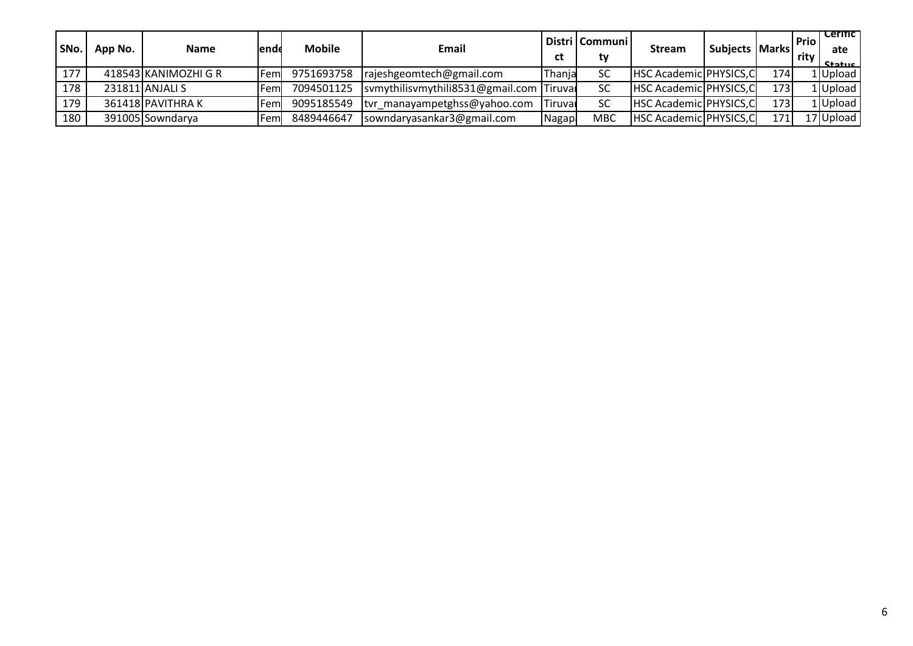| SNo. | App No. | Name | ende | Mobile | Email | District | Community | Stream | Subjects | Marks | Priority | Certificate Status |
|---|---|---|---|---|---|---|---|---|---|---|---|---|
| 177 | 418543 | KANIMOZHI G R | Fem | 9751693758 | rajeshgeomtech@gmail.com | Thanja | SC | HSC Academic | PHYSICS,C | 174 | 1 | Upload |
| 178 | 231811 | ANJALI S | Fem | 7094501125 | svmythilisvmythili8531@gmail.com | Tiruva | SC | HSC Academic | PHYSICS,C | 173 | 1 | Upload |
| 179 | 361418 | PAVITHRA K | Fem | 9095185549 | tvr_manayampetghss@yahoo.com | Tiruva | SC | HSC Academic | PHYSICS,C | 173 | 1 | Upload |
| 180 | 391005 | Sowndarya | Fem | 8489446647 | sowndaryasankar3@gmail.com | Nagap | MBC | HSC Academic | PHYSICS,C | 171 | 17 | Upload |